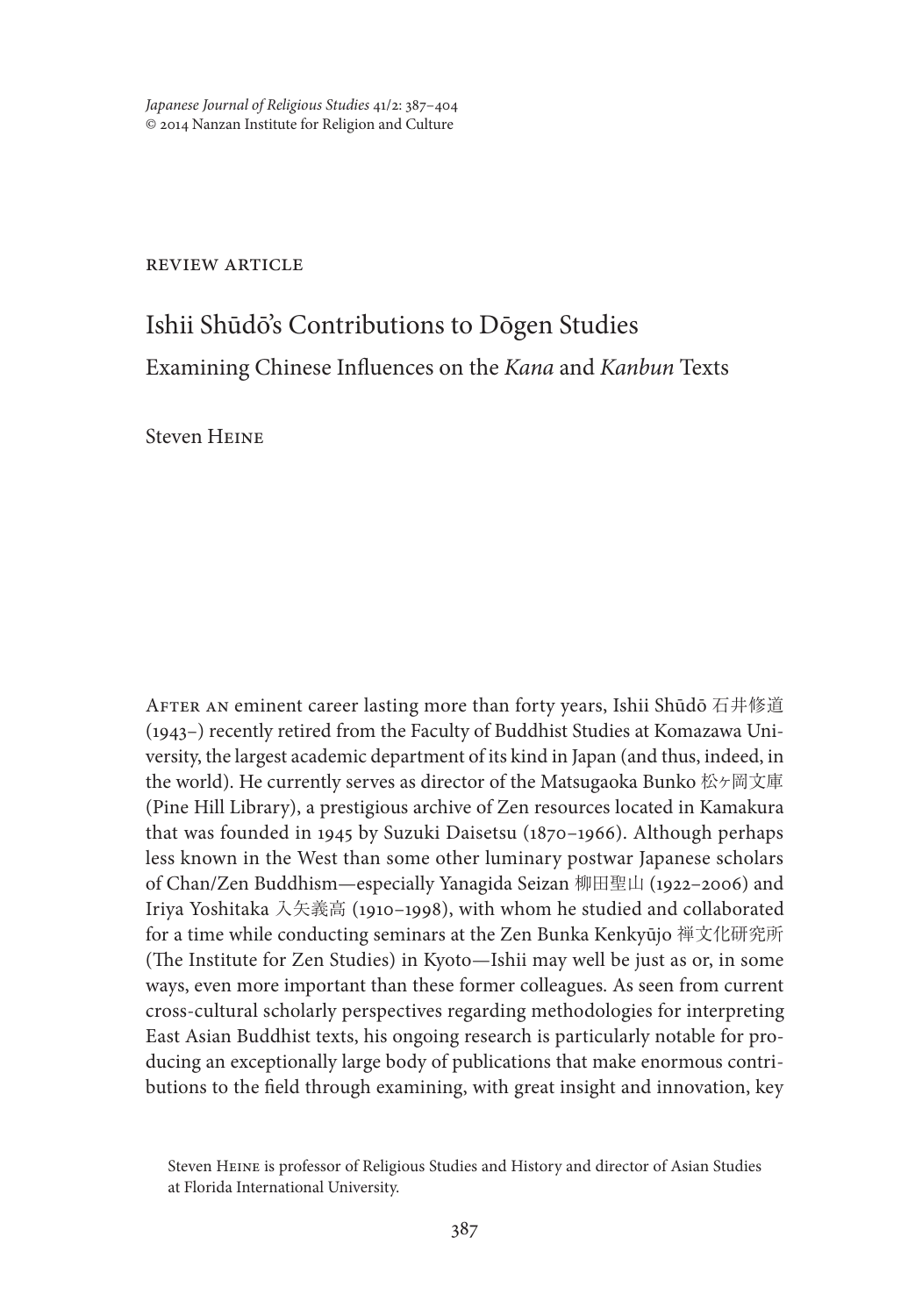review article

# Ishii Shūdō's Contributions to Dōgen Studies

## Examining Chinese Influences on the *Kana* and *Kanbun* Texts

Steven Heine

After an eminent career lasting more than forty years, Ishii Shūdō 石井修道 (1943–) recently retired from the Faculty of Buddhist Studies at Komazawa University, the largest academic department of its kind in Japan (and thus, indeed, in the world). He currently serves as director of the Matsugaoka Bunko 松ヶ岡文庫 (Pine Hill Library), a prestigious archive of Zen resources located in Kamakura that was founded in 1945 by Suzuki Daisetsu (1870–1966). Although perhaps less known in the West than some other luminary postwar Japanese scholars of Chan/Zen Buddhism—especially Yanagida Seizan 柳田聖山 (1922–2006) and Iriya Yoshitaka 入矢義高 (1910–1998), with whom he studied and collaborated for a time while conducting seminars at the Zen Bunka Kenkyūjo 禅文化研究所 (The Institute for Zen Studies) in Kyoto—Ishii may well be just as or, in some ways, even more important than these former colleagues. As seen from current cross-cultural scholarly perspectives regarding methodologies for interpreting East Asian Buddhist texts, his ongoing research is particularly notable for producing an exceptionally large body of publications that make enormous contributions to the field through examining, with great insight and innovation, key

Steven Heine is professor of Religious Studies and History and director of Asian Studies at Florida International University.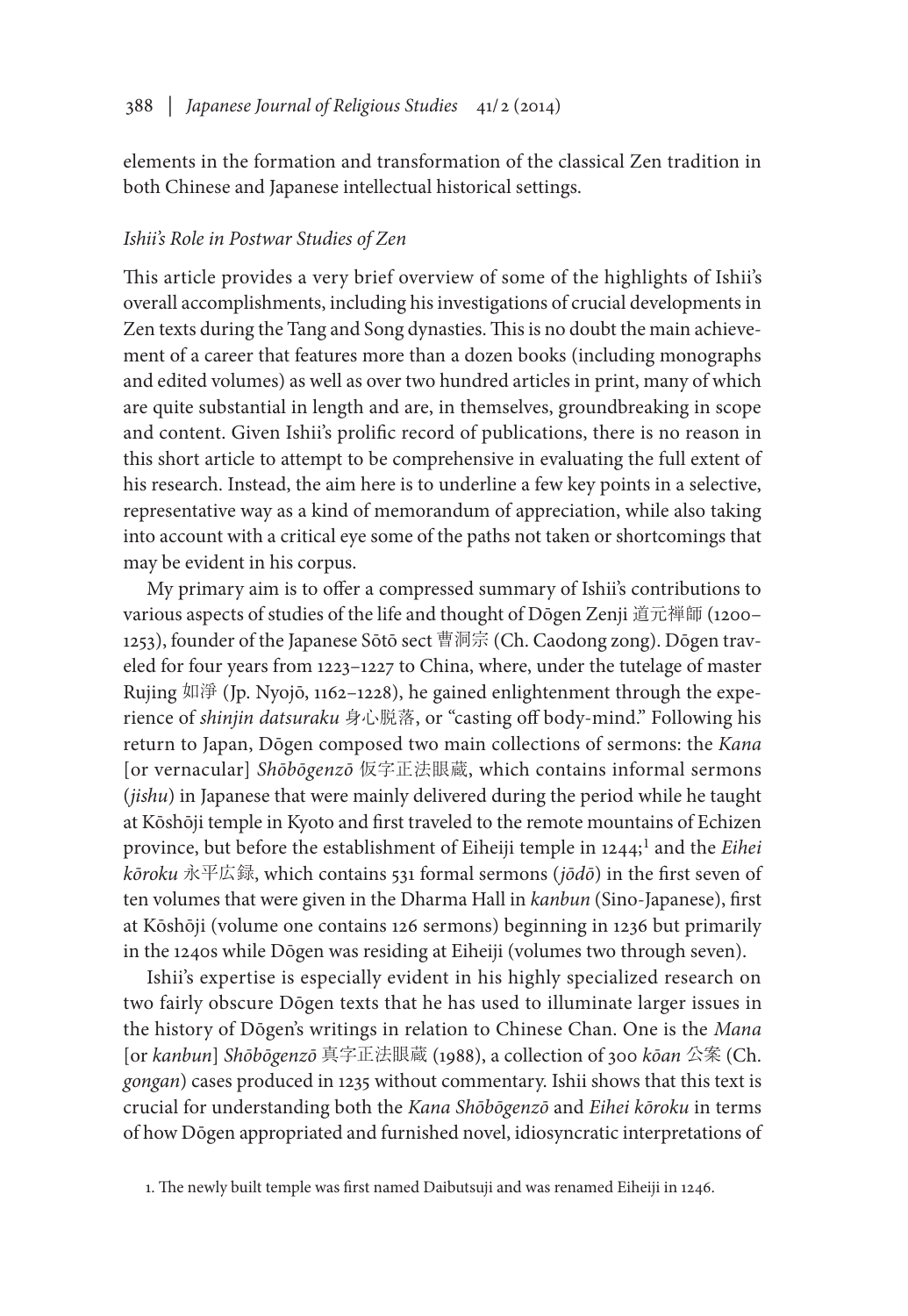elements in the formation and transformation of the classical Zen tradition in both Chinese and Japanese intellectual historical settings.

*Ishii's Role in Postwar Studies of Zen*

This article provides a very brief overview of some of the highlights of Ishii's overall accomplishments, including his investigations of crucial developments in Zen texts during the Tang and Song dynasties. This is no doubt the main achievement of a career that features more than a dozen books (including monographs and edited volumes) as well as over two hundred articles in print, many of which are quite substantial in length and are, in themselves, groundbreaking in scope and content. Given Ishii's prolific record of publications, there is no reason in this short article to attempt to be comprehensive in evaluating the full extent of his research. Instead, the aim here is to underline a few key points in a selective, representative way as a kind of memorandum of appreciation, while also taking into account with a critical eye some of the paths not taken or shortcomings that may be evident in his corpus.

My primary aim is to offer a compressed summary of Ishii's contributions to various aspects of studies of the life and thought of Dōgen Zenji 道元禅師 (1200–1253), founder of the Japanese Sōtō sect 曹洞宗 (Ch. Caodong zong). Dōgen traveled for four years from 1223–1227 to China, where, under the tutelage of master Rujing 如淨 (Jp. Nyojō, 1162–1228), he gained enlightenment through the experience of *shinjin datsuraku* 身心脱落, or "casting off body-mind." Following his return to Japan, Dōgen composed two main collections of sermons: the *Kana* [or vernacular] *Shōbōgenzō* 仮字正法眼蔵, which contains informal sermons (*jishu*) in Japanese that were mainly delivered during the period while he taught at Kōshōji temple in Kyoto and first traveled to the remote mountains of Echizen province, but before the establishment of Eiheiji temple in 1244;[1] and the *Eihei kōroku* 永平広録, which contains 531 formal sermons (*jōdō*) in the first seven of ten volumes that were given in the Dharma Hall in *kanbun* (Sino-Japanese), first at Kōshōji (volume one contains 126 sermons) beginning in 1236 but primarily in the 1240s while Dōgen was residing at Eiheiji (volumes two through seven).

Ishii's expertise is especially evident in his highly specialized research on two fairly obscure Dōgen texts that he has used to illuminate larger issues in the history of Dōgen's writings in relation to Chinese Chan. One is the *Mana* [or *kanbun*] *Shōbōgenzō* 真字正法眼蔵 (1988), a collection of 300 *kōan* 公案 (Ch. *gongan*) cases produced in 1235 without commentary. Ishii shows that this text is crucial for understanding both the *Kana Shōbōgenzō* and *Eihei kōroku* in terms of how Dōgen appropriated and furnished novel, idiosyncratic interpretations of

1. The newly built temple was first named Daibutsuji and was renamed Eiheiji in 1246.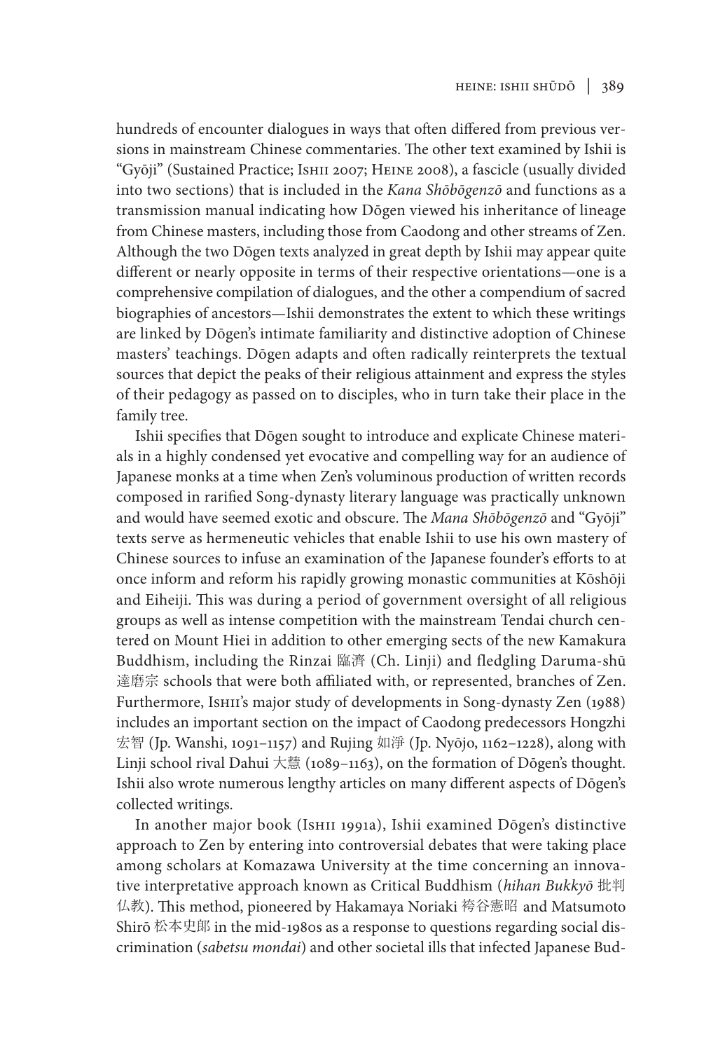hundreds of encounter dialogues in ways that often differed from previous versions in mainstream Chinese commentaries. The other text examined by Ishii is "Gyōji" (Sustained Practice; Ishii 2007; Heine 2008), a fascicle (usually divided into two sections) that is included in the *Kana Shōbōgenzō* and functions as a transmission manual indicating how Dōgen viewed his inheritance of lineage from Chinese masters, including those from Caodong and other streams of Zen. Although the two Dōgen texts analyzed in great depth by Ishii may appear quite different or nearly opposite in terms of their respective orientations—one is a comprehensive compilation of dialogues, and the other a compendium of sacred biographies of ancestors—Ishii demonstrates the extent to which these writings are linked by Dōgen's intimate familiarity and distinctive adoption of Chinese masters' teachings. Dōgen adapts and often radically reinterprets the textual sources that depict the peaks of their religious attainment and express the styles of their pedagogy as passed on to disciples, who in turn take their place in the family tree.

Ishii specifies that Dōgen sought to introduce and explicate Chinese materials in a highly condensed yet evocative and compelling way for an audience of Japanese monks at a time when Zen's voluminous production of written records composed in rarified Song-dynasty literary language was practically unknown and would have seemed exotic and obscure. The *Mana Shōbōgenzō* and "Gyōji" texts serve as hermeneutic vehicles that enable Ishii to use his own mastery of Chinese sources to infuse an examination of the Japanese founder's efforts to at once inform and reform his rapidly growing monastic communities at Kōshōji and Eiheiji. This was during a period of government oversight of all religious groups as well as intense competition with the mainstream Tendai church centered on Mount Hiei in addition to other emerging sects of the new Kamakura Buddhism, including the Rinzai 臨濟 (Ch. Linji) and fledgling Daruma-shū 達磨宗 schools that were both affiliated with, or represented, branches of Zen. Furthermore, Ishii's major study of developments in Song-dynasty Zen (1988) includes an important section on the impact of Caodong predecessors Hongzhi 宏智 (Jp. Wanshi, 1091–1157) and Rujing 如淨 (Jp. Nyōjo, 1162–1228), along with Linji school rival Dahui 大慧 (1089–1163), on the formation of Dōgen's thought. Ishii also wrote numerous lengthy articles on many different aspects of Dōgen's collected writings.

In another major book (Ishii 1991a), Ishii examined Dōgen's distinctive approach to Zen by entering into controversial debates that were taking place among scholars at Komazawa University at the time concerning an innovative interpretative approach known as Critical Buddhism (*hihan Bukkyō* 批判仏教). This method, pioneered by Hakamaya Noriaki 袴谷憲昭 and Matsumoto Shirō 松本史郎 in the mid-1980s as a response to questions regarding social discrimination (*sabetsu mondai*) and other societal ills that infected Japanese Bud-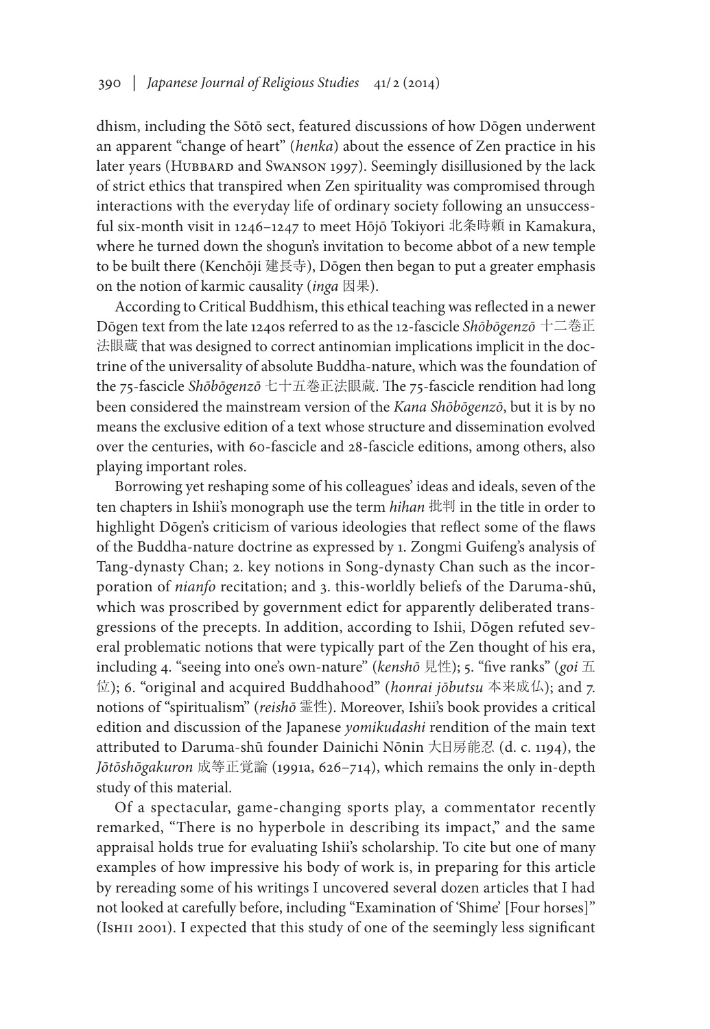dhism, including the Sōtō sect, featured discussions of how Dōgen underwent an apparent "change of heart" (*henka*) about the essence of Zen practice in his later years (Hubbard and Swanson 1997). Seemingly disillusioned by the lack of strict ethics that transpired when Zen spirituality was compromised through interactions with the everyday life of ordinary society following an unsuccessful six-month visit in 1246–1247 to meet Hōjō Tokiyori 北条時頼 in Kamakura, where he turned down the shogun's invitation to become abbot of a new temple to be built there (Kenchōji 建長寺), Dōgen then began to put a greater emphasis on the notion of karmic causality (*inga* 因果).

According to Critical Buddhism, this ethical teaching was reflected in a newer Dōgen text from the late 1240s referred to as the 12-fascicle *Shōbōgenzō* 十二巻正法眼蔵 that was designed to correct antinomian implications implicit in the doctrine of the universality of absolute Buddha-nature, which was the foundation of the 75-fascicle *Shōbōgenzō* 七十五巻正法眼蔵. The 75-fascicle rendition had long been considered the mainstream version of the *Kana Shōbōgenzō*, but it is by no means the exclusive edition of a text whose structure and dissemination evolved over the centuries, with 60-fascicle and 28-fascicle editions, among others, also playing important roles.

Borrowing yet reshaping some of his colleagues' ideas and ideals, seven of the ten chapters in Ishii's monograph use the term *hihan* 批判 in the title in order to highlight Dōgen's criticism of various ideologies that reflect some of the flaws of the Buddha-nature doctrine as expressed by 1. Zongmi Guifeng's analysis of Tang-dynasty Chan; 2. key notions in Song-dynasty Chan such as the incorporation of *nianfo* recitation; and 3. this-worldly beliefs of the Daruma-shū, which was proscribed by government edict for apparently deliberated transgressions of the precepts. In addition, according to Ishii, Dōgen refuted several problematic notions that were typically part of the Zen thought of his era, including 4. "seeing into one's own-nature" (*kenshō* 見性); 5. "five ranks" (*goi* 五位); 6. "original and acquired Buddhahood" (*honrai jōbutsu* 本来成仏); and 7. notions of "spiritualism" (*reishō* 霊性). Moreover, Ishii's book provides a critical edition and discussion of the Japanese *yomikudashi* rendition of the main text attributed to Daruma-shū founder Dainichi Nōnin 大日房能忍 (d. c. 1194), the *Jōtōshōgakuron* 成等正覚論 (1991a, 626–714), which remains the only in-depth study of this material.

Of a spectacular, game-changing sports play, a commentator recently remarked, "There is no hyperbole in describing its impact," and the same appraisal holds true for evaluating Ishii's scholarship. To cite but one of many examples of how impressive his body of work is, in preparing for this article by rereading some of his writings I uncovered several dozen articles that I had not looked at carefully before, including "Examination of 'Shime' [Four horses]" (Ishii 2001). I expected that this study of one of the seemingly less significant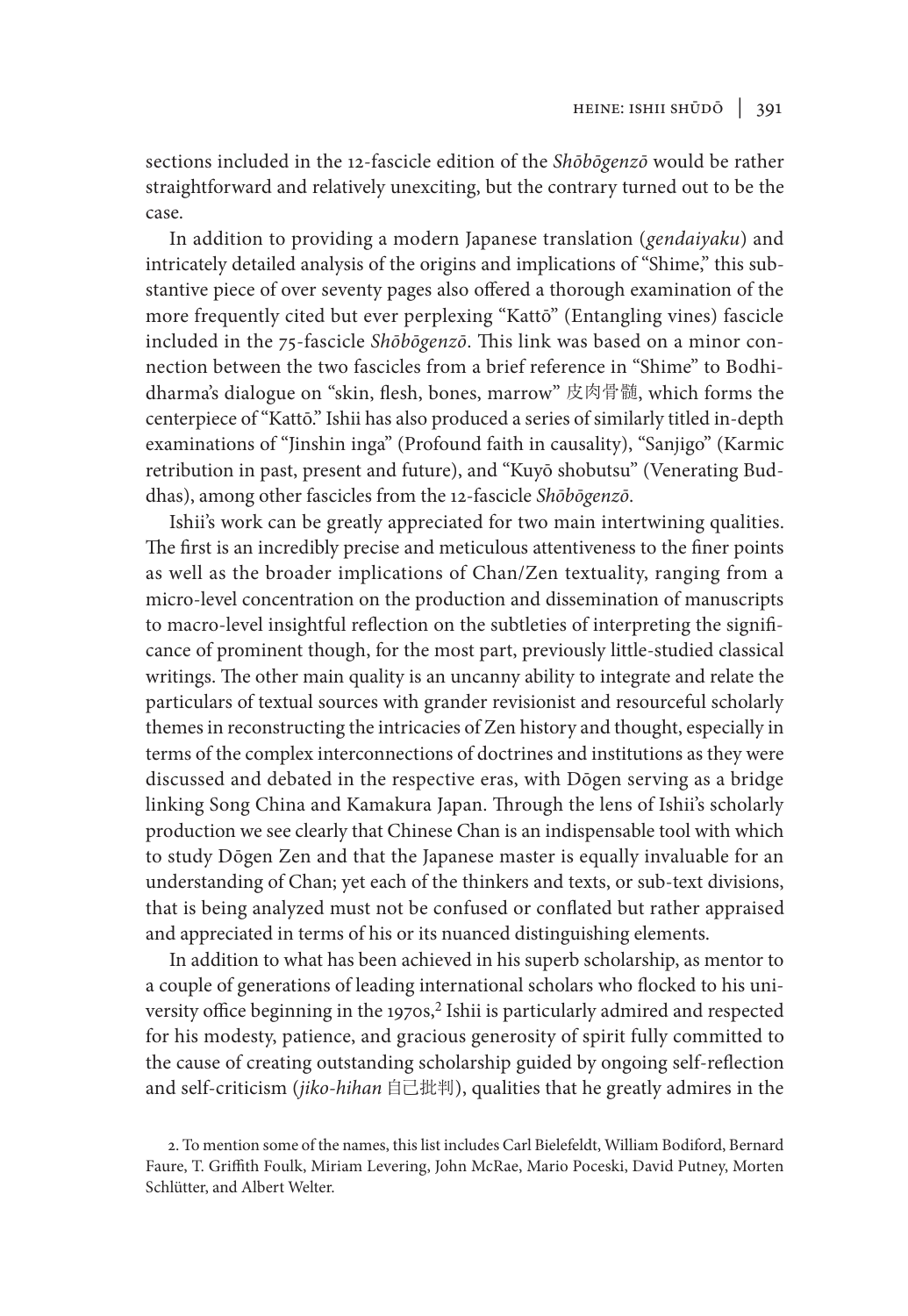sections included in the 12-fascicle edition of the *Shōbōgenzō* would be rather straightforward and relatively unexciting, but the contrary turned out to be the case.

In addition to providing a modern Japanese translation (*gendaiyaku*) and intricately detailed analysis of the origins and implications of "Shime," this substantive piece of over seventy pages also offered a thorough examination of the more frequently cited but ever perplexing "Kattō" (Entangling vines) fascicle included in the 75-fascicle *Shōbōgenzō*. This link was based on a minor connection between the two fascicles from a brief reference in "Shime" to Bodhidharma's dialogue on "skin, flesh, bones, marrow" 皮肉骨髄, which forms the centerpiece of "Kattō." Ishii has also produced a series of similarly titled in-depth examinations of "Jinshin inga" (Profound faith in causality), "Sanjigo" (Karmic retribution in past, present and future), and "Kuyō shobutsu" (Venerating Buddhas), among other fascicles from the 12-fascicle *Shōbōgenzō*.

Ishii's work can be greatly appreciated for two main intertwining qualities. The first is an incredibly precise and meticulous attentiveness to the finer points as well as the broader implications of Chan/Zen textuality, ranging from a micro-level concentration on the production and dissemination of manuscripts to macro-level insightful reflection on the subtleties of interpreting the significance of prominent though, for the most part, previously little-studied classical writings. The other main quality is an uncanny ability to integrate and relate the particulars of textual sources with grander revisionist and resourceful scholarly themes in reconstructing the intricacies of Zen history and thought, especially in terms of the complex interconnections of doctrines and institutions as they were discussed and debated in the respective eras, with Dōgen serving as a bridge linking Song China and Kamakura Japan. Through the lens of Ishii's scholarly production we see clearly that Chinese Chan is an indispensable tool with which to study Dōgen Zen and that the Japanese master is equally invaluable for an understanding of Chan; yet each of the thinkers and texts, or sub-text divisions, that is being analyzed must not be confused or conflated but rather appraised and appreciated in terms of his or its nuanced distinguishing elements.

In addition to what has been achieved in his superb scholarship, as mentor to a couple of generations of leading international scholars who flocked to his university office beginning in the 1970s,[2] Ishii is particularly admired and respected for his modesty, patience, and gracious generosity of spirit fully committed to the cause of creating outstanding scholarship guided by ongoing self-reflection and self-criticism (*jiko-hihan* 自己批判), qualities that he greatly admires in the

2. To mention some of the names, this list includes Carl Bielefeldt, William Bodiford, Bernard Faure, T. Griffith Foulk, Miriam Levering, John McRae, Mario Poceski, David Putney, Morten Schlütter, and Albert Welter.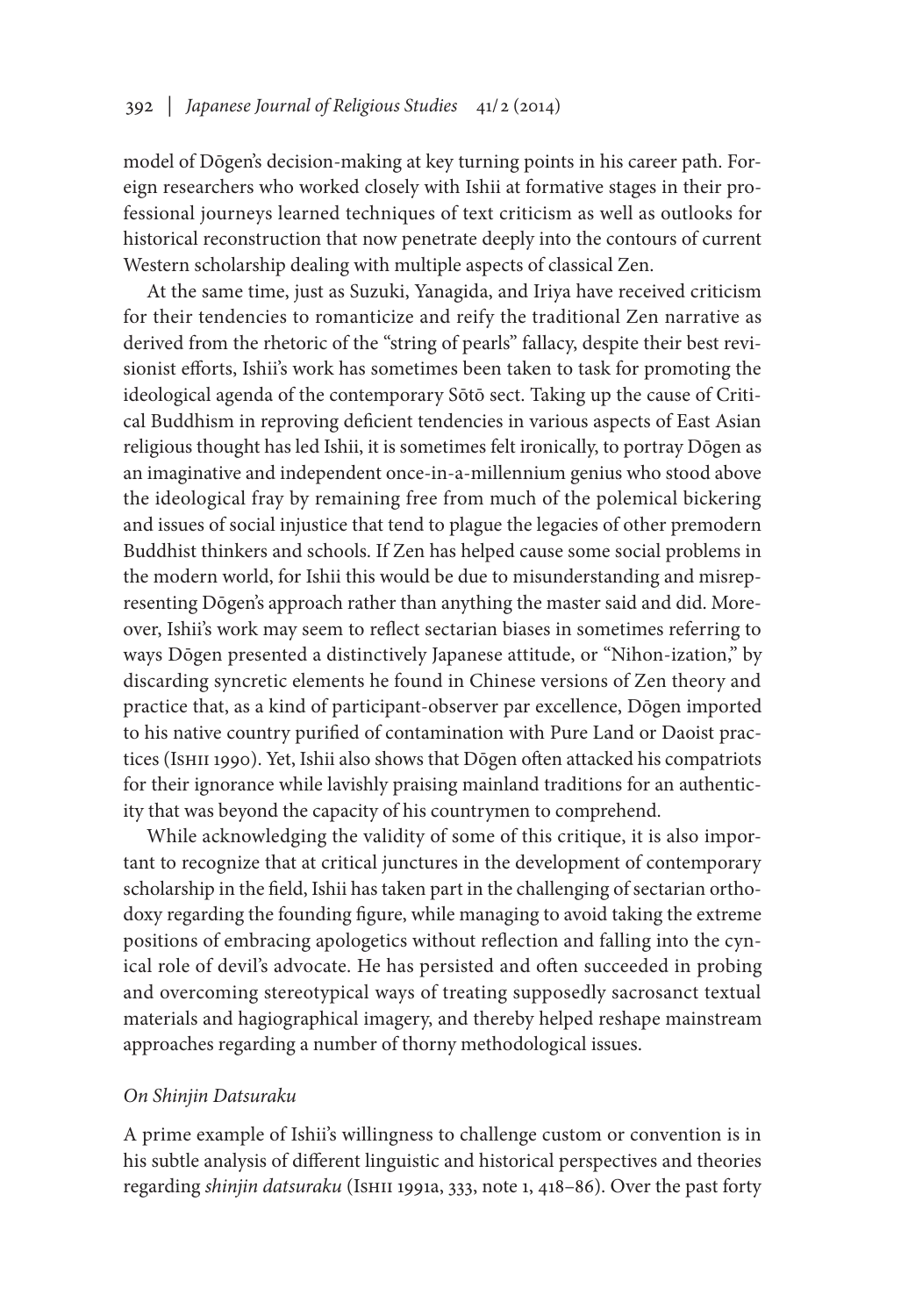model of Dōgen's decision-making at key turning points in his career path. Foreign researchers who worked closely with Ishii at formative stages in their professional journeys learned techniques of text criticism as well as outlooks for historical reconstruction that now penetrate deeply into the contours of current Western scholarship dealing with multiple aspects of classical Zen.

At the same time, just as Suzuki, Yanagida, and Iriya have received criticism for their tendencies to romanticize and reify the traditional Zen narrative as derived from the rhetoric of the "string of pearls" fallacy, despite their best revisionist efforts, Ishii's work has sometimes been taken to task for promoting the ideological agenda of the contemporary Sōtō sect. Taking up the cause of Critical Buddhism in reproving deficient tendencies in various aspects of East Asian religious thought has led Ishii, it is sometimes felt ironically, to portray Dōgen as an imaginative and independent once-in-a-millennium genius who stood above the ideological fray by remaining free from much of the polemical bickering and issues of social injustice that tend to plague the legacies of other premodern Buddhist thinkers and schools. If Zen has helped cause some social problems in the modern world, for Ishii this would be due to misunderstanding and misrepresenting Dōgen's approach rather than anything the master said and did. Moreover, Ishii's work may seem to reflect sectarian biases in sometimes referring to ways Dōgen presented a distinctively Japanese attitude, or "Nihon-ization," by discarding syncretic elements he found in Chinese versions of Zen theory and practice that, as a kind of participant-observer par excellence, Dōgen imported to his native country purified of contamination with Pure Land or Daoist practices (Ishii 1990). Yet, Ishii also shows that Dōgen often attacked his compatriots for their ignorance while lavishly praising mainland traditions for an authenticity that was beyond the capacity of his countrymen to comprehend.

While acknowledging the validity of some of this critique, it is also important to recognize that at critical junctures in the development of contemporary scholarship in the field, Ishii has taken part in the challenging of sectarian orthodoxy regarding the founding figure, while managing to avoid taking the extreme positions of embracing apologetics without reflection and falling into the cynical role of devil's advocate. He has persisted and often succeeded in probing and overcoming stereotypical ways of treating supposedly sacrosanct textual materials and hagiographical imagery, and thereby helped reshape mainstream approaches regarding a number of thorny methodological issues.

### *On Shinjin Datsuraku*

A prime example of Ishii's willingness to challenge custom or convention is in his subtle analysis of different linguistic and historical perspectives and theories regarding *shinjin datsuraku* (Ishii 1991a, 333, note 1, 418–86). Over the past forty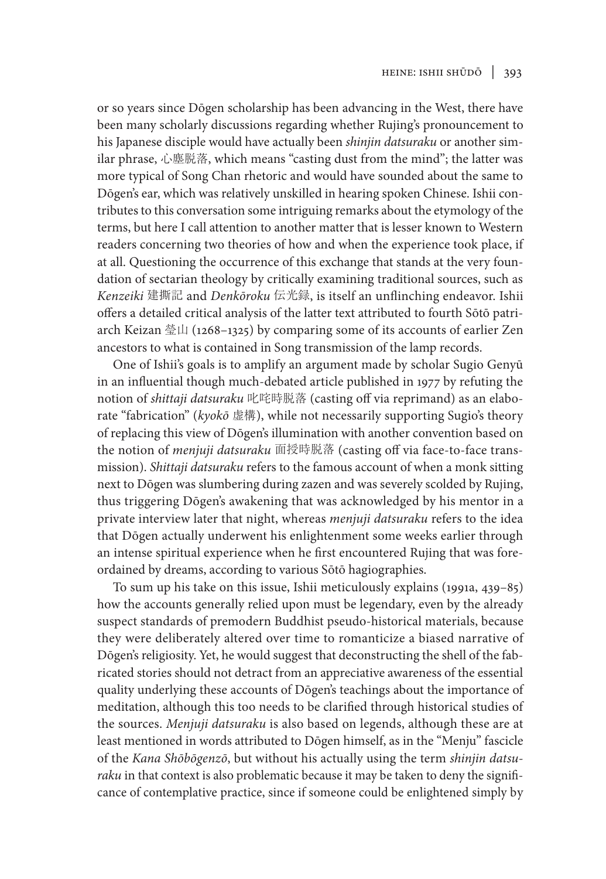or so years since Dōgen scholarship has been advancing in the West, there have been many scholarly discussions regarding whether Rujing's pronouncement to his Japanese disciple would have actually been *shinjin datsuraku* or another similar phrase, 心塵脱落, which means "casting dust from the mind"; the latter was more typical of Song Chan rhetoric and would have sounded about the same to Dōgen's ear, which was relatively unskilled in hearing spoken Chinese. Ishii contributes to this conversation some intriguing remarks about the etymology of the terms, but here I call attention to another matter that is lesser known to Western readers concerning two theories of how and when the experience took place, if at all. Questioning the occurrence of this exchange that stands at the very foundation of sectarian theology by critically examining traditional sources, such as *Kenzeiki* 建撕記 and *Denkōroku* 伝光録, is itself an unflinching endeavor. Ishii offers a detailed critical analysis of the latter text attributed to fourth Sōtō patriarch Keizan 瑩山 (1268–1325) by comparing some of its accounts of earlier Zen ancestors to what is contained in Song transmission of the lamp records.

One of Ishii's goals is to amplify an argument made by scholar Sugio Genyū in an influential though much-debated article published in 1977 by refuting the notion of *shittaji datsuraku* 叱咤時脱落 (casting off via reprimand) as an elaborate "fabrication" (*kyokō* 虚構), while not necessarily supporting Sugio's theory of replacing this view of Dōgen's illumination with another convention based on the notion of *menjuji datsuraku* 面授時脱落 (casting off via face-to-face transmission). *Shittaji datsuraku* refers to the famous account of when a monk sitting next to Dōgen was slumbering during zazen and was severely scolded by Rujing, thus triggering Dōgen's awakening that was acknowledged by his mentor in a private interview later that night, whereas *menjuji datsuraku* refers to the idea that Dōgen actually underwent his enlightenment some weeks earlier through an intense spiritual experience when he first encountered Rujing that was foreordained by dreams, according to various Sōtō hagiographies.

To sum up his take on this issue, Ishii meticulously explains (1991a, 439–85) how the accounts generally relied upon must be legendary, even by the already suspect standards of premodern Buddhist pseudo-historical materials, because they were deliberately altered over time to romanticize a biased narrative of Dōgen's religiosity. Yet, he would suggest that deconstructing the shell of the fabricated stories should not detract from an appreciative awareness of the essential quality underlying these accounts of Dōgen's teachings about the importance of meditation, although this too needs to be clarified through historical studies of the sources. *Menjuji datsuraku* is also based on legends, although these are at least mentioned in words attributed to Dōgen himself, as in the "Menju" fascicle of the *Kana Shōbōgenzō*, but without his actually using the term *shinjin datsuraku* in that context is also problematic because it may be taken to deny the significance of contemplative practice, since if someone could be enlightened simply by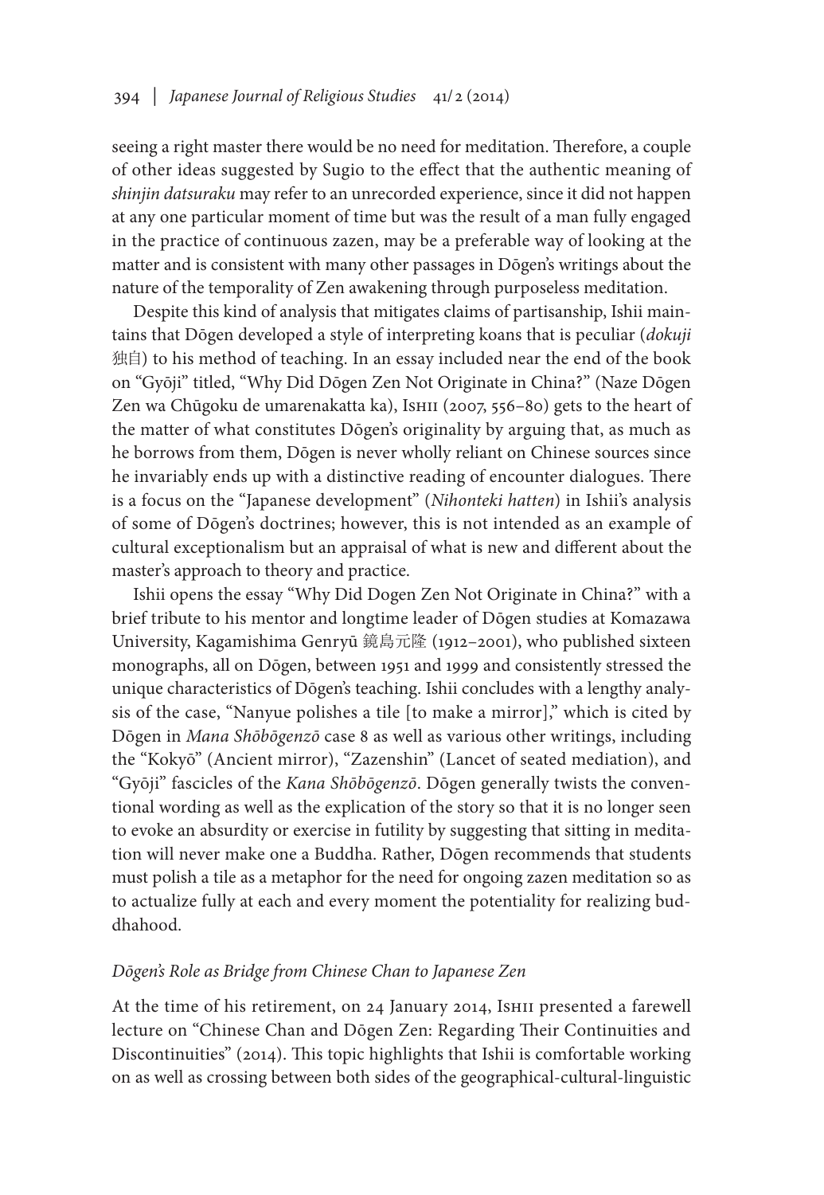seeing a right master there would be no need for meditation. Therefore, a couple of other ideas suggested by Sugio to the effect that the authentic meaning of *shinjin datsuraku* may refer to an unrecorded experience, since it did not happen at any one particular moment of time but was the result of a man fully engaged in the practice of continuous zazen, may be a preferable way of looking at the matter and is consistent with many other passages in Dōgen's writings about the nature of the temporality of Zen awakening through purposeless meditation.

Despite this kind of analysis that mitigates claims of partisanship, Ishii maintains that Dōgen developed a style of interpreting koans that is peculiar (*dokuji* 独自) to his method of teaching. In an essay included near the end of the book on "Gyōji" titled, "Why Did Dōgen Zen Not Originate in China?" (Naze Dōgen Zen wa Chūgoku de umarenakatta ka), Ishii (2007, 556–80) gets to the heart of the matter of what constitutes Dōgen's originality by arguing that, as much as he borrows from them, Dōgen is never wholly reliant on Chinese sources since he invariably ends up with a distinctive reading of encounter dialogues. There is a focus on the "Japanese development" (*Nihonteki hatten*) in Ishii's analysis of some of Dōgen's doctrines; however, this is not intended as an example of cultural exceptionalism but an appraisal of what is new and different about the master's approach to theory and practice.

Ishii opens the essay "Why Did Dogen Zen Not Originate in China?" with a brief tribute to his mentor and longtime leader of Dōgen studies at Komazawa University, Kagamishima Genryū 鏡島元隆 (1912–2001), who published sixteen monographs, all on Dōgen, between 1951 and 1999 and consistently stressed the unique characteristics of Dōgen's teaching. Ishii concludes with a lengthy analysis of the case, "Nanyue polishes a tile [to make a mirror]," which is cited by Dōgen in *Mana Shōbōgenzō* case 8 as well as various other writings, including the "Kokyō" (Ancient mirror), "Zazenshin" (Lancet of seated mediation), and "Gyōji" fascicles of the *Kana Shōbōgenzō*. Dōgen generally twists the conventional wording as well as the explication of the story so that it is no longer seen to evoke an absurdity or exercise in futility by suggesting that sitting in meditation will never make one a Buddha. Rather, Dōgen recommends that students must polish a tile as a metaphor for the need for ongoing zazen meditation so as to actualize fully at each and every moment the potentiality for realizing buddhahood.

### *Dōgen's Role as Bridge from Chinese Chan to Japanese Zen*

At the time of his retirement, on 24 January 2014, Ishii presented a farewell lecture on "Chinese Chan and Dōgen Zen: Regarding Their Continuities and Discontinuities" (2014). This topic highlights that Ishii is comfortable working on as well as crossing between both sides of the geographical-cultural-linguistic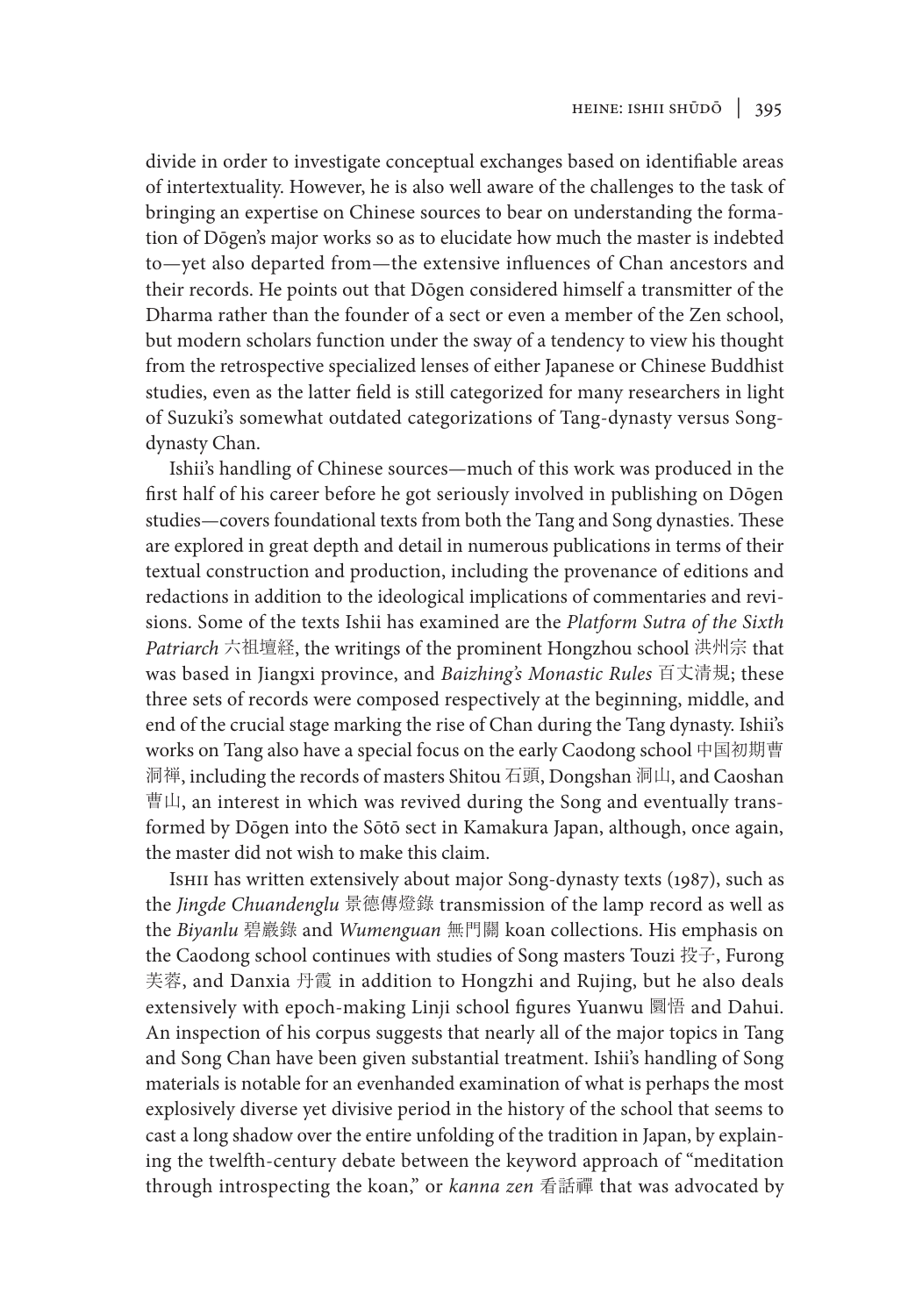divide in order to investigate conceptual exchanges based on identifiable areas of intertextuality. However, he is also well aware of the challenges to the task of bringing an expertise on Chinese sources to bear on understanding the formation of Dōgen's major works so as to elucidate how much the master is indebted to—yet also departed from—the extensive influences of Chan ancestors and their records. He points out that Dōgen considered himself a transmitter of the Dharma rather than the founder of a sect or even a member of the Zen school, but modern scholars function under the sway of a tendency to view his thought from the retrospective specialized lenses of either Japanese or Chinese Buddhist studies, even as the latter field is still categorized for many researchers in light of Suzuki's somewhat outdated categorizations of Tang-dynasty versus Song-dynasty Chan.

Ishii's handling of Chinese sources—much of this work was produced in the first half of his career before he got seriously involved in publishing on Dōgen studies—covers foundational texts from both the Tang and Song dynasties. These are explored in great depth and detail in numerous publications in terms of their textual construction and production, including the provenance of editions and redactions in addition to the ideological implications of commentaries and revisions. Some of the texts Ishii has examined are the *Platform Sutra of the Sixth Patriarch* 六祖壇経, the writings of the prominent Hongzhou school 洪州宗 that was based in Jiangxi province, and *Baizhing's Monastic Rules* 百丈清規; these three sets of records were composed respectively at the beginning, middle, and end of the crucial stage marking the rise of Chan during the Tang dynasty. Ishii's works on Tang also have a special focus on the early Caodong school 中国初期曹洞禅, including the records of masters Shitou 石頭, Dongshan 洞山, and Caoshan 曹山, an interest in which was revived during the Song and eventually transformed by Dōgen into the Sōtō sect in Kamakura Japan, although, once again, the master did not wish to make this claim.

Ishii has written extensively about major Song-dynasty texts (1987), such as the *Jingde Chuandenglu* 景德傳燈錄 transmission of the lamp record as well as the *Biyanlu* 碧巖錄 and *Wumenguan* 無門關 koan collections. His emphasis on the Caodong school continues with studies of Song masters Touzi 投子, Furong 芙蓉, and Danxia 丹霞 in addition to Hongzhi and Rujing, but he also deals extensively with epoch-making Linji school figures Yuanwu 圜悟 and Dahui. An inspection of his corpus suggests that nearly all of the major topics in Tang and Song Chan have been given substantial treatment. Ishii's handling of Song materials is notable for an evenhanded examination of what is perhaps the most explosively diverse yet divisive period in the history of the school that seems to cast a long shadow over the entire unfolding of the tradition in Japan, by explaining the twelfth-century debate between the keyword approach of "meditation through introspecting the koan," or *kanna zen* 看話禪 that was advocated by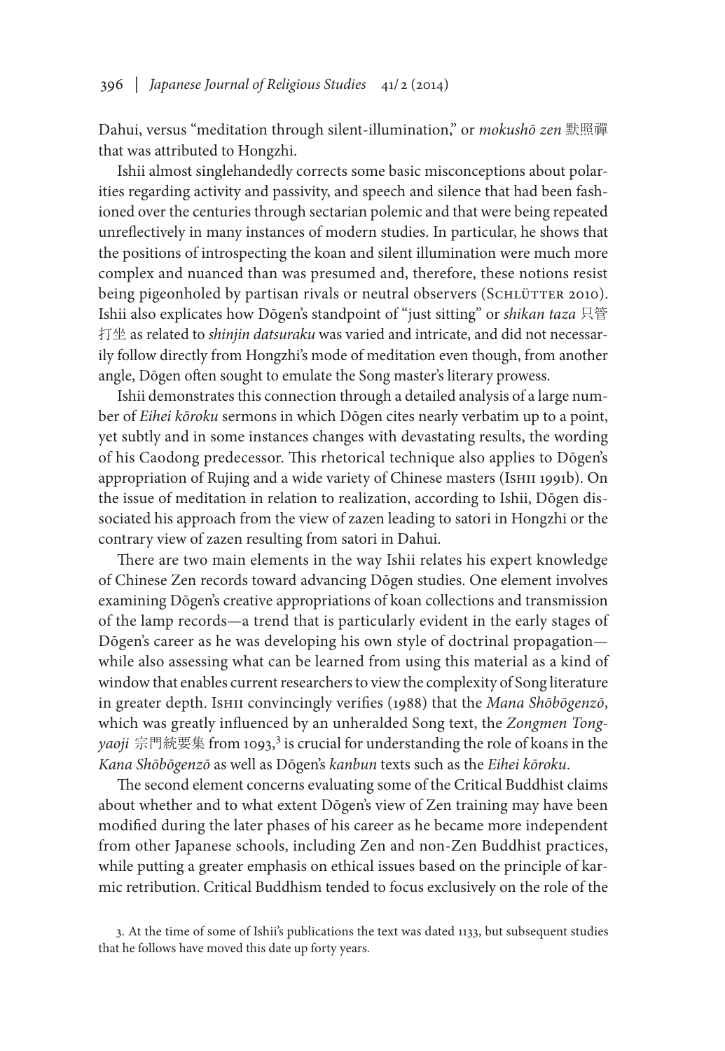Dahui, versus "meditation through silent-illumination," or *mokushō zen* 默照禪 that was attributed to Hongzhi.

Ishii almost singlehandedly corrects some basic misconceptions about polarities regarding activity and passivity, and speech and silence that had been fashioned over the centuries through sectarian polemic and that were being repeated unreflectively in many instances of modern studies. In particular, he shows that the positions of introspecting the koan and silent illumination were much more complex and nuanced than was presumed and, therefore, these notions resist being pigeonholed by partisan rivals or neutral observers (Schlütter 2010). Ishii also explicates how Dōgen's standpoint of "just sitting" or *shikan taza* 只管打坐 as related to *shinjin datsuraku* was varied and intricate, and did not necessarily follow directly from Hongzhi's mode of meditation even though, from another angle, Dōgen often sought to emulate the Song master's literary prowess.

Ishii demonstrates this connection through a detailed analysis of a large number of *Eihei kōroku* sermons in which Dōgen cites nearly verbatim up to a point, yet subtly and in some instances changes with devastating results, the wording of his Caodong predecessor. This rhetorical technique also applies to Dōgen's appropriation of Rujing and a wide variety of Chinese masters (Ishii 1991b). On the issue of meditation in relation to realization, according to Ishii, Dōgen dissociated his approach from the view of zazen leading to satori in Hongzhi or the contrary view of zazen resulting from satori in Dahui.

There are two main elements in the way Ishii relates his expert knowledge of Chinese Zen records toward advancing Dōgen studies. One element involves examining Dōgen's creative appropriations of koan collections and transmission of the lamp records—a trend that is particularly evident in the early stages of Dōgen's career as he was developing his own style of doctrinal propagation—while also assessing what can be learned from using this material as a kind of window that enables current researchers to view the complexity of Song literature in greater depth. Ishii convincingly verifies (1988) that the *Mana Shōbōgenzō*, which was greatly influenced by an unheralded Song text, the *Zongmen Tongyaoji* 宗門統要集 from 1093,[3] is crucial for understanding the role of koans in the *Kana Shōbōgenzō* as well as Dōgen's *kanbun* texts such as the *Eihei kōroku*.

The second element concerns evaluating some of the Critical Buddhist claims about whether and to what extent Dōgen's view of Zen training may have been modified during the later phases of his career as he became more independent from other Japanese schools, including Zen and non-Zen Buddhist practices, while putting a greater emphasis on ethical issues based on the principle of karmic retribution. Critical Buddhism tended to focus exclusively on the role of the

3. At the time of some of Ishii's publications the text was dated 1133, but subsequent studies that he follows have moved this date up forty years.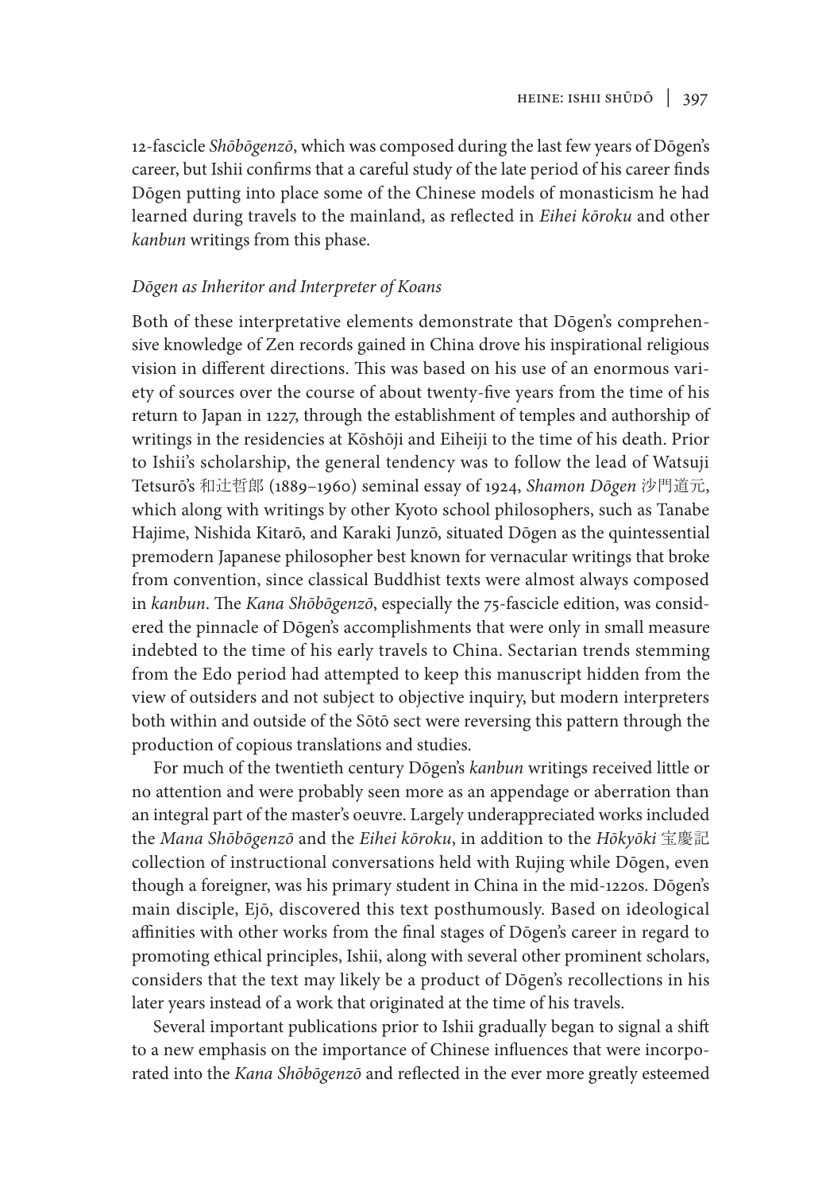12-fascicle *Shōbōgenzō*, which was composed during the last few years of Dōgen's career, but Ishii confirms that a careful study of the late period of his career finds Dōgen putting into place some of the Chinese models of monasticism he had learned during travels to the mainland, as reflected in *Eihei kōroku* and other *kanbun* writings from this phase.

### *Dōgen as Inheritor and Interpreter of Koans*

Both of these interpretative elements demonstrate that Dōgen's comprehensive knowledge of Zen records gained in China drove his inspirational religious vision in different directions. This was based on his use of an enormous variety of sources over the course of about twenty-five years from the time of his return to Japan in 1227, through the establishment of temples and authorship of writings in the residencies at Kōshōji and Eiheiji to the time of his death. Prior to Ishii's scholarship, the general tendency was to follow the lead of Watsuji Tetsurō's 和辻哲郎 (1889–1960) seminal essay of 1924, *Shamon Dōgen* 沙門道元, which along with writings by other Kyoto school philosophers, such as Tanabe Hajime, Nishida Kitarō, and Karaki Junzō, situated Dōgen as the quintessential premodern Japanese philosopher best known for vernacular writings that broke from convention, since classical Buddhist texts were almost always composed in *kanbun*. The *Kana Shōbōgenzō*, especially the 75-fascicle edition, was considered the pinnacle of Dōgen's accomplishments that were only in small measure indebted to the time of his early travels to China. Sectarian trends stemming from the Edo period had attempted to keep this manuscript hidden from the view of outsiders and not subject to objective inquiry, but modern interpreters both within and outside of the Sōtō sect were reversing this pattern through the production of copious translations and studies.

For much of the twentieth century Dōgen's *kanbun* writings received little or no attention and were probably seen more as an appendage or aberration than an integral part of the master's oeuvre. Largely underappreciated works included the *Mana Shōbōgenzō* and the *Eihei kōroku*, in addition to the *Hōkyōki* 宝慶記 collection of instructional conversations held with Rujing while Dōgen, even though a foreigner, was his primary student in China in the mid-1220s. Dōgen's main disciple, Ejō, discovered this text posthumously. Based on ideological affinities with other works from the final stages of Dōgen's career in regard to promoting ethical principles, Ishii, along with several other prominent scholars, considers that the text may likely be a product of Dōgen's recollections in his later years instead of a work that originated at the time of his travels.

Several important publications prior to Ishii gradually began to signal a shift to a new emphasis on the importance of Chinese influences that were incorporated into the *Kana Shōbōgenzō* and reflected in the ever more greatly esteemed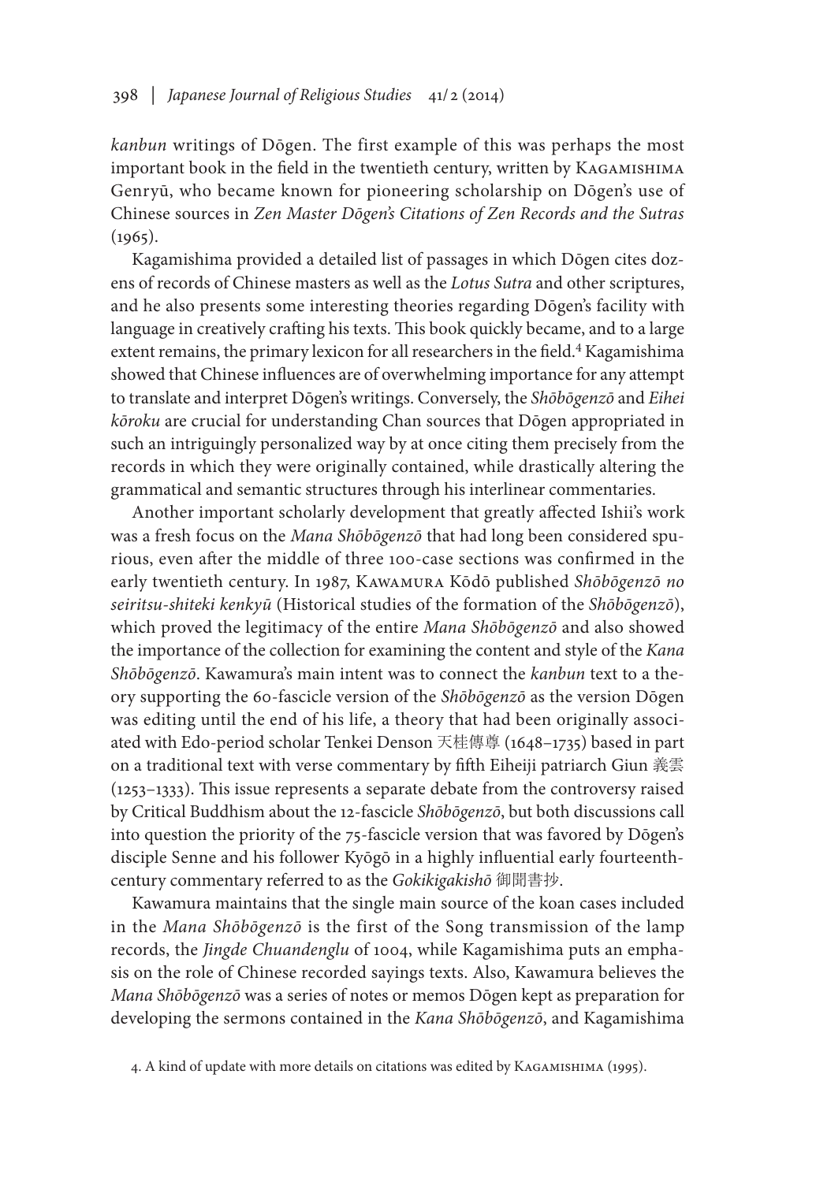*kanbun* writings of Dōgen. The first example of this was perhaps the most important book in the field in the twentieth century, written by Kagamishima Genryū, who became known for pioneering scholarship on Dōgen's use of Chinese sources in *Zen Master Dōgen's Citations of Zen Records and the Sutras* (1965).

Kagamishima provided a detailed list of passages in which Dōgen cites dozens of records of Chinese masters as well as the *Lotus Sutra* and other scriptures, and he also presents some interesting theories regarding Dōgen's facility with language in creatively crafting his texts. This book quickly became, and to a large extent remains, the primary lexicon for all researchers in the field.[4] Kagamishima showed that Chinese influences are of overwhelming importance for any attempt to translate and interpret Dōgen's writings. Conversely, the *Shōbōgenzō* and *Eihei kōroku* are crucial for understanding Chan sources that Dōgen appropriated in such an intriguingly personalized way by at once citing them precisely from the records in which they were originally contained, while drastically altering the grammatical and semantic structures through his interlinear commentaries.

Another important scholarly development that greatly affected Ishii's work was a fresh focus on the *Mana Shōbōgenzō* that had long been considered spurious, even after the middle of three 100-case sections was confirmed in the early twentieth century. In 1987, Kawamura Kōdō published *Shōbōgenzō no seiritsu-shiteki kenkyū* (Historical studies of the formation of the *Shōbōgenzō*), which proved the legitimacy of the entire *Mana Shōbōgenzō* and also showed the importance of the collection for examining the content and style of the *Kana Shōbōgenzō*. Kawamura's main intent was to connect the *kanbun* text to a theory supporting the 60-fascicle version of the *Shōbōgenzō* as the version Dōgen was editing until the end of his life, a theory that had been originally associated with Edo-period scholar Tenkei Denson 天桂傳尊 (1648–1735) based in part on a traditional text with verse commentary by fifth Eiheiji patriarch Giun 義雲 (1253–1333). This issue represents a separate debate from the controversy raised by Critical Buddhism about the 12-fascicle *Shōbōgenzō*, but both discussions call into question the priority of the 75-fascicle version that was favored by Dōgen's disciple Senne and his follower Kyōgō in a highly influential early fourteenth-century commentary referred to as the *Gokikigakishō* 御聞書抄.

Kawamura maintains that the single main source of the koan cases included in the *Mana Shōbōgenzō* is the first of the Song transmission of the lamp records, the *Jingde Chuandenglu* of 1004, while Kagamishima puts an emphasis on the role of Chinese recorded sayings texts. Also, Kawamura believes the *Mana Shōbōgenzō* was a series of notes or memos Dōgen kept as preparation for developing the sermons contained in the *Kana Shōbōgenzō*, and Kagamishima

4. A kind of update with more details on citations was edited by Kagamishima (1995).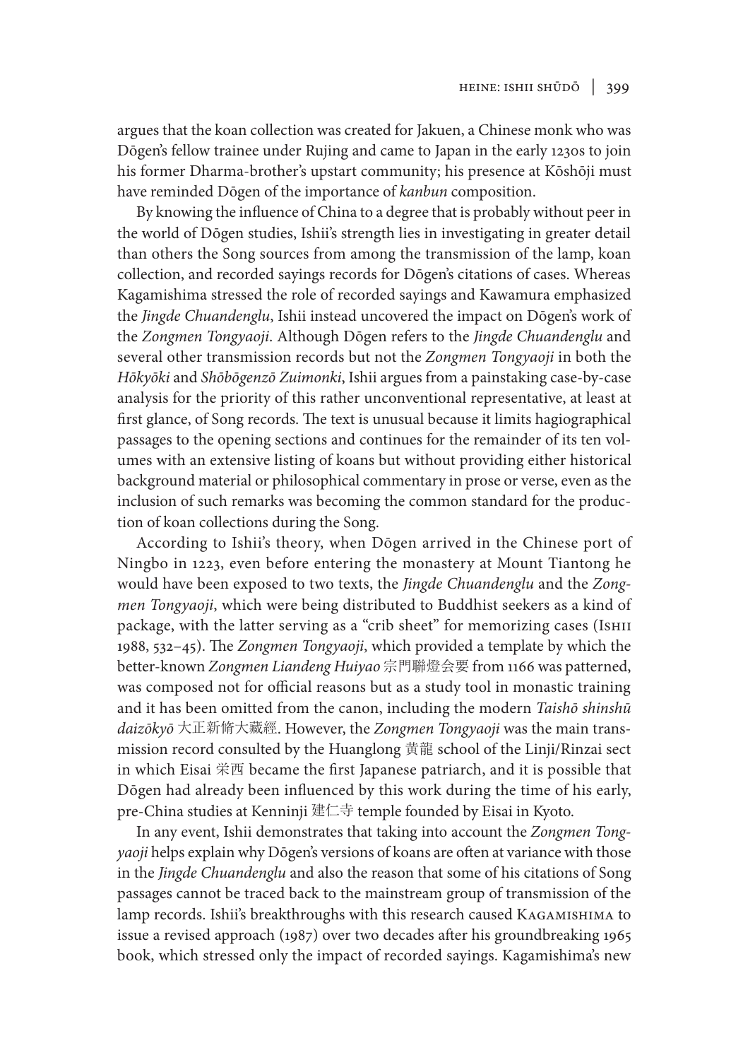argues that the koan collection was created for Jakuen, a Chinese monk who was Dōgen's fellow trainee under Rujing and came to Japan in the early 1230s to join his former Dharma-brother's upstart community; his presence at Kōshōji must have reminded Dōgen of the importance of *kanbun* composition.

By knowing the influence of China to a degree that is probably without peer in the world of Dōgen studies, Ishii's strength lies in investigating in greater detail than others the Song sources from among the transmission of the lamp, koan collection, and recorded sayings records for Dōgen's citations of cases. Whereas Kagamishima stressed the role of recorded sayings and Kawamura emphasized the *Jingde Chuandenglu*, Ishii instead uncovered the impact on Dōgen's work of the *Zongmen Tongyaoji*. Although Dōgen refers to the *Jingde Chuandenglu* and several other transmission records but not the *Zongmen Tongyaoji* in both the *Hōkyōki* and *Shōbōgenzō Zuimonki*, Ishii argues from a painstaking case-by-case analysis for the priority of this rather unconventional representative, at least at first glance, of Song records. The text is unusual because it limits hagiographical passages to the opening sections and continues for the remainder of its ten volumes with an extensive listing of koans but without providing either historical background material or philosophical commentary in prose or verse, even as the inclusion of such remarks was becoming the common standard for the production of koan collections during the Song.

According to Ishii's theory, when Dōgen arrived in the Chinese port of Ningbo in 1223, even before entering the monastery at Mount Tiantong he would have been exposed to two texts, the *Jingde Chuandenglu* and the *Zongmen Tongyaoji*, which were being distributed to Buddhist seekers as a kind of package, with the latter serving as a "crib sheet" for memorizing cases (Ishii 1988, 532–45). The *Zongmen Tongyaoji*, which provided a template by which the better-known *Zongmen Liandeng Huiyao* 宗門聯燈会要 from 1166 was patterned, was composed not for official reasons but as a study tool in monastic training and it has been omitted from the canon, including the modern *Taishō shinshū daizōkyō* 大正新脩大藏經. However, the *Zongmen Tongyaoji* was the main transmission record consulted by the Huanglong 黄龍 school of the Linji/Rinzai sect in which Eisai 栄西 became the first Japanese patriarch, and it is possible that Dōgen had already been influenced by this work during the time of his early, pre-China studies at Kenninji 建仁寺 temple founded by Eisai in Kyoto.

In any event, Ishii demonstrates that taking into account the *Zongmen Tongyaoji* helps explain why Dōgen's versions of koans are often at variance with those in the *Jingde Chuandenglu* and also the reason that some of his citations of Song passages cannot be traced back to the mainstream group of transmission of the lamp records. Ishii's breakthroughs with this research caused Kagamishima to issue a revised approach (1987) over two decades after his groundbreaking 1965 book, which stressed only the impact of recorded sayings. Kagamishima's new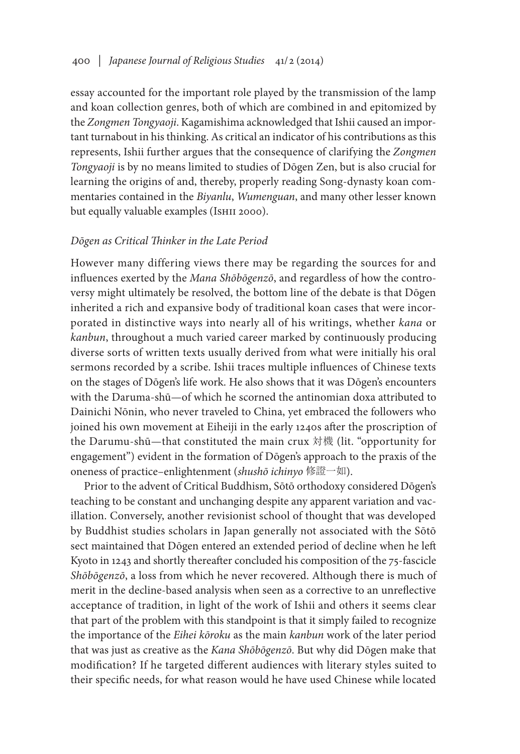essay accounted for the important role played by the transmission of the lamp and koan collection genres, both of which are combined in and epitomized by the *Zongmen Tongyaoji*. Kagamishima acknowledged that Ishii caused an important turnabout in his thinking. As critical an indicator of his contributions as this represents, Ishii further argues that the consequence of clarifying the *Zongmen Tongyaoji* is by no means limited to studies of Dōgen Zen, but is also crucial for learning the origins of and, thereby, properly reading Song-dynasty koan commentaries contained in the *Biyanlu*, *Wumenguan*, and many other lesser known but equally valuable examples (Ishii 2000).

*Dōgen as Critical Thinker in the Late Period*

However many differing views there may be regarding the sources for and influences exerted by the *Mana Shōbōgenzō*, and regardless of how the controversy might ultimately be resolved, the bottom line of the debate is that Dōgen inherited a rich and expansive body of traditional koan cases that were incorporated in distinctive ways into nearly all of his writings, whether *kana* or *kanbun*, throughout a much varied career marked by continuously producing diverse sorts of written texts usually derived from what were initially his oral sermons recorded by a scribe. Ishii traces multiple influences of Chinese texts on the stages of Dōgen's life work. He also shows that it was Dōgen's encounters with the Daruma-shū—of which he scorned the antinomian doxa attributed to Dainichi Nōnin, who never traveled to China, yet embraced the followers who joined his own movement at Eiheiji in the early 1240s after the proscription of the Darumu-shū—that constituted the main crux 対機 (lit. "opportunity for engagement") evident in the formation of Dōgen's approach to the praxis of the oneness of practice–enlightenment (*shushō ichinyo* 修證一如).

Prior to the advent of Critical Buddhism, Sōtō orthodoxy considered Dōgen's teaching to be constant and unchanging despite any apparent variation and vacillation. Conversely, another revisionist school of thought that was developed by Buddhist studies scholars in Japan generally not associated with the Sōtō sect maintained that Dōgen entered an extended period of decline when he left Kyoto in 1243 and shortly thereafter concluded his composition of the 75-fascicle *Shōbōgenzō*, a loss from which he never recovered. Although there is much of merit in the decline-based analysis when seen as a corrective to an unreflective acceptance of tradition, in light of the work of Ishii and others it seems clear that part of the problem with this standpoint is that it simply failed to recognize the importance of the *Eihei kōroku* as the main *kanbun* work of the later period that was just as creative as the *Kana Shōbōgenzō*. But why did Dōgen make that modification? If he targeted different audiences with literary styles suited to their specific needs, for what reason would he have used Chinese while located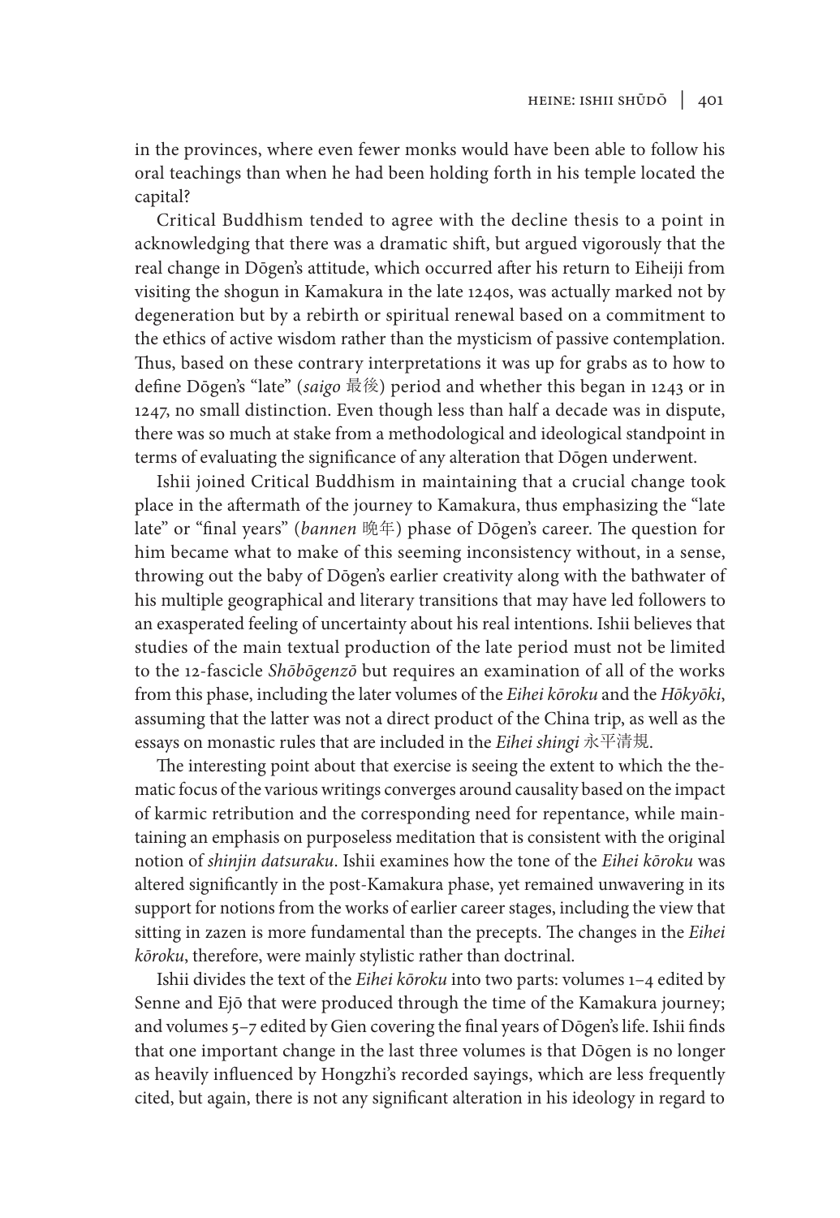in the provinces, where even fewer monks would have been able to follow his oral teachings than when he had been holding forth in his temple located the capital?

Critical Buddhism tended to agree with the decline thesis to a point in acknowledging that there was a dramatic shift, but argued vigorously that the real change in Dōgen's attitude, which occurred after his return to Eiheiji from visiting the shogun in Kamakura in the late 1240s, was actually marked not by degeneration but by a rebirth or spiritual renewal based on a commitment to the ethics of active wisdom rather than the mysticism of passive contemplation. Thus, based on these contrary interpretations it was up for grabs as to how to define Dōgen's "late" (*saigo* 最後) period and whether this began in 1243 or in 1247, no small distinction. Even though less than half a decade was in dispute, there was so much at stake from a methodological and ideological standpoint in terms of evaluating the significance of any alteration that Dōgen underwent.

Ishii joined Critical Buddhism in maintaining that a crucial change took place in the aftermath of the journey to Kamakura, thus emphasizing the "late late" or "final years" (*bannen* 晩年) phase of Dōgen's career. The question for him became what to make of this seeming inconsistency without, in a sense, throwing out the baby of Dōgen's earlier creativity along with the bathwater of his multiple geographical and literary transitions that may have led followers to an exasperated feeling of uncertainty about his real intentions. Ishii believes that studies of the main textual production of the late period must not be limited to the 12-fascicle *Shōbōgenzō* but requires an examination of all of the works from this phase, including the later volumes of the *Eihei kōroku* and the *Hōkyōki*, assuming that the latter was not a direct product of the China trip, as well as the essays on monastic rules that are included in the *Eihei shingi* 永平清規.

The interesting point about that exercise is seeing the extent to which the thematic focus of the various writings converges around causality based on the impact of karmic retribution and the corresponding need for repentance, while maintaining an emphasis on purposeless meditation that is consistent with the original notion of *shinjin datsuraku*. Ishii examines how the tone of the *Eihei kōroku* was altered significantly in the post-Kamakura phase, yet remained unwavering in its support for notions from the works of earlier career stages, including the view that sitting in zazen is more fundamental than the precepts. The changes in the *Eihei kōroku*, therefore, were mainly stylistic rather than doctrinal.

Ishii divides the text of the *Eihei kōroku* into two parts: volumes 1–4 edited by Senne and Ejō that were produced through the time of the Kamakura journey; and volumes 5–7 edited by Gien covering the final years of Dōgen's life. Ishii finds that one important change in the last three volumes is that Dōgen is no longer as heavily influenced by Hongzhi's recorded sayings, which are less frequently cited, but again, there is not any significant alteration in his ideology in regard to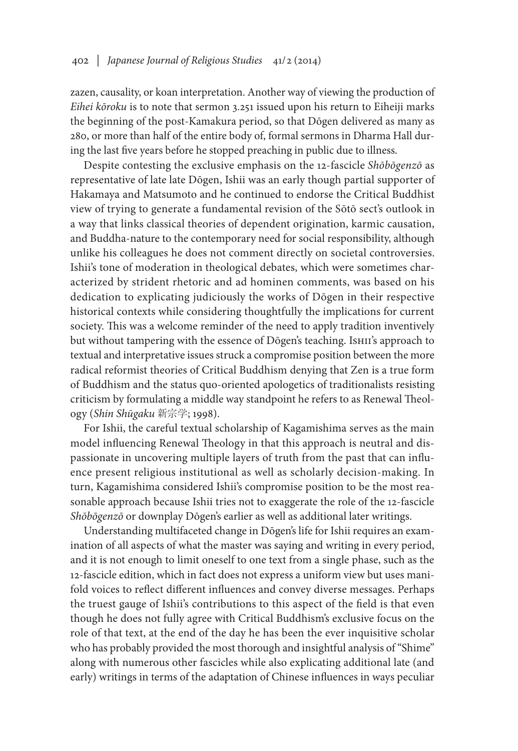zazen, causality, or koan interpretation. Another way of viewing the production of *Eihei kōroku* is to note that sermon 3.251 issued upon his return to Eiheiji marks the beginning of the post-Kamakura period, so that Dōgen delivered as many as 280, or more than half of the entire body of, formal sermons in Dharma Hall during the last five years before he stopped preaching in public due to illness.

Despite contesting the exclusive emphasis on the 12-fascicle *Shōbōgenzō* as representative of late late Dōgen, Ishii was an early though partial supporter of Hakamaya and Matsumoto and he continued to endorse the Critical Buddhist view of trying to generate a fundamental revision of the Sōtō sect's outlook in a way that links classical theories of dependent origination, karmic causation, and Buddha-nature to the contemporary need for social responsibility, although unlike his colleagues he does not comment directly on societal controversies. Ishii's tone of moderation in theological debates, which were sometimes characterized by strident rhetoric and ad hominen comments, was based on his dedication to explicating judiciously the works of Dōgen in their respective historical contexts while considering thoughtfully the implications for current society. This was a welcome reminder of the need to apply tradition inventively but without tampering with the essence of Dōgen's teaching. Ishii's approach to textual and interpretative issues struck a compromise position between the more radical reformist theories of Critical Buddhism denying that Zen is a true form of Buddhism and the status quo-oriented apologetics of traditionalists resisting criticism by formulating a middle way standpoint he refers to as Renewal Theology (*Shin Shūgaku* 新宗学; 1998).

For Ishii, the careful textual scholarship of Kagamishima serves as the main model influencing Renewal Theology in that this approach is neutral and dispassionate in uncovering multiple layers of truth from the past that can influence present religious institutional as well as scholarly decision-making. In turn, Kagamishima considered Ishii's compromise position to be the most reasonable approach because Ishii tries not to exaggerate the role of the 12-fascicle *Shōbōgenzō* or downplay Dōgen's earlier as well as additional later writings.

Understanding multifaceted change in Dōgen's life for Ishii requires an examination of all aspects of what the master was saying and writing in every period, and it is not enough to limit oneself to one text from a single phase, such as the 12-fascicle edition, which in fact does not express a uniform view but uses manifold voices to reflect different influences and convey diverse messages. Perhaps the truest gauge of Ishii's contributions to this aspect of the field is that even though he does not fully agree with Critical Buddhism's exclusive focus on the role of that text, at the end of the day he has been the ever inquisitive scholar who has probably provided the most thorough and insightful analysis of "Shime" along with numerous other fascicles while also explicating additional late (and early) writings in terms of the adaptation of Chinese influences in ways peculiar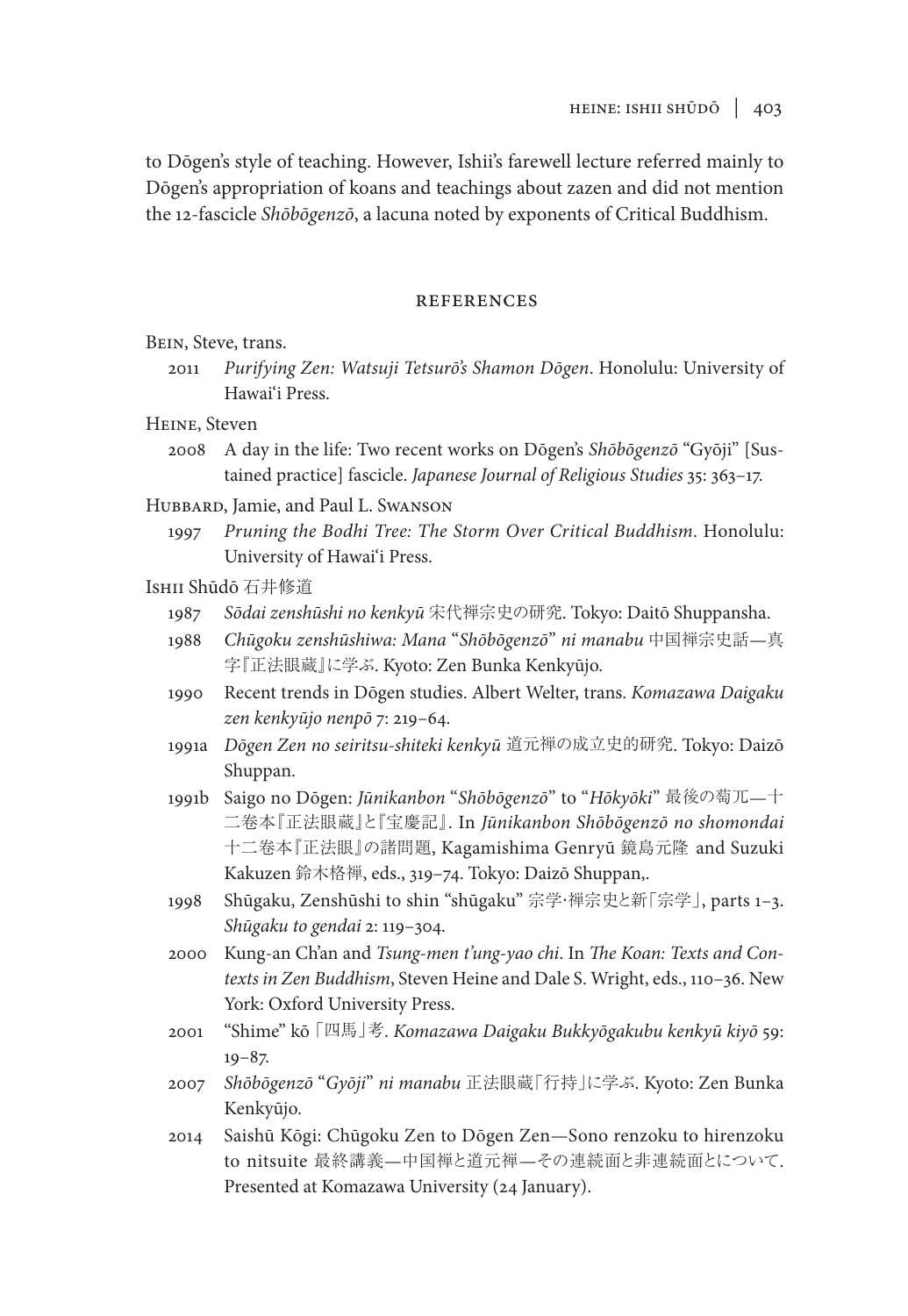to Dōgen's style of teaching. However, Ishii's farewell lecture referred mainly to Dōgen's appropriation of koans and teachings about zazen and did not mention the 12-fascicle *Shōbōgenzō*, a lacuna noted by exponents of Critical Buddhism.

## REFERENCES

Bein, Steve, trans.

2011 *Purifying Zen: Watsuji Tetsurō's Shamon Dōgen*. Honolulu: University of Hawai'i Press.

Heine, Steven

2008 A day in the life: Two recent works on Dōgen's *Shōbōgenzō* "Gyōji" [Sustained practice] fascicle. *Japanese Journal of Religious Studies* 35: 363–17.

Hubbard, Jamie, and Paul L. Swanson

1997 *Pruning the Bodhi Tree: The Storm Over Critical Buddhism*. Honolulu: University of Hawai'i Press.

Ishii Shūdō 石井修道

1987 *Sōdai zenshūshi no kenkyū* 宋代禅宗史の研究. Tokyo: Daitō Shuppansha.

1988 *Chūgoku zenshūshiwa: Mana "Shōbōgenzō" ni manabu* 中国禅宗史話—真字『正法眼蔵』に学ぶ. Kyoto: Zen Bunka Kenkyūjo.

1990 Recent trends in Dōgen studies. Albert Welter, trans. *Komazawa Daigaku zen kenkyūjo nenpō* 7: 219–64.

1991a *Dōgen Zen no seiritsu-shiteki kenkyū* 道元禅の成立史的研究. Tokyo: Daizō Shuppan.

1991b Saigo no Dōgen: *Jūnikanbon "Shōbōgenzō"* to "*Hōkyōki*" 最後の萄兀—十二巻本『正法眼蔵』と『宝慶記』. In *Jūnikanbon Shōbōgenzō no shomondai* 十二巻本『正法眼』の諸問題, Kagamishima Genryū 鏡島元隆 and Suzuki Kakuzen 鈴木格禅, eds., 319–74. Tokyo: Daizō Shuppan,.

1998 Shūgaku, Zenshūshi to shin "shūgaku" 宗学·禅宗史と新「宗学」, parts 1–3. *Shūgaku to gendai* 2: 119–304.

2000 Kung-an Ch'an and *Tsung-men t'ung-yao chi*. In *The Koan: Texts and Contexts in Zen Buddhism*, Steven Heine and Dale S. Wright, eds., 110–36. New York: Oxford University Press.

2001 "Shime" kō 「四馬」考. *Komazawa Daigaku Bukkyōgakubu kenkyū kiyō* 59: 19–87.

2007 *Shōbōgenzō "Gyōji" ni manabu* 正法眼蔵「行持」に学ぶ. Kyoto: Zen Bunka Kenkyūjo.

2014 Saishū Kōgi: Chūgoku Zen to Dōgen Zen—Sono renzoku to hirenzoku to nitsuite 最終講義—中国禅と道元禅—その連続面と非連続面とについて. Presented at Komazawa University (24 January).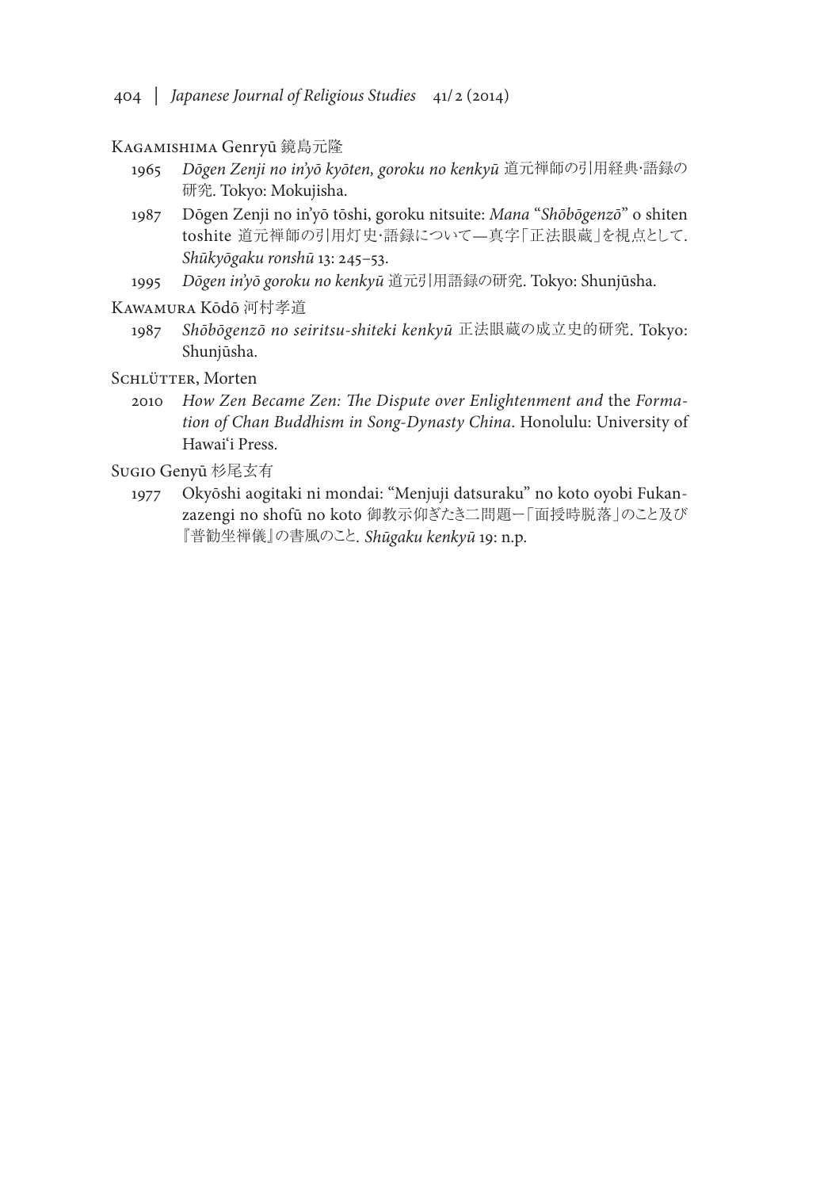Kagamishima Genryū 鏡島元隆

1965 *Dōgen Zenji no in'yō kyōten, goroku no kenkyū* 道元禅師の引用経典·語録の研究. Tokyo: Mokujisha.

1987 Dōgen Zenji no in'yō tōshi, goroku nitsuite: *Mana* "*Shōbōgenzō*" o shiten toshite 道元禅師の引用灯史·語録について—真字「正法眼蔵」を視点として. *Shūkyōgaku ronshū* 13: 245–53.

1995 *Dōgen in'yō goroku no kenkyū* 道元引用語録の研究. Tokyo: Shunjūsha.

Kawamura Kōdō 河村孝道

1987 *Shōbōgenzō no seiritsu-shiteki kenkyū* 正法眼蔵の成立史的研究. Tokyo: Shunjūsha.

Schlütter, Morten

2010 *How Zen Became Zen: The Dispute over Enlightenment and* the *Formation of Chan Buddhism in Song-Dynasty China*. Honolulu: University of Hawai'i Press.

Sugio Genyū 杉尾玄有

1977 Okyōshi aogitaki ni mondai: "Menjuji datsuraku" no koto oyobi Fukanzazengi no shofū no koto 御教示仰ぎたき二問題—「面授時脱落」のこと及び『普勧坐禅儀』の書風のこと. *Shūgaku kenkyū* 19: n.p.